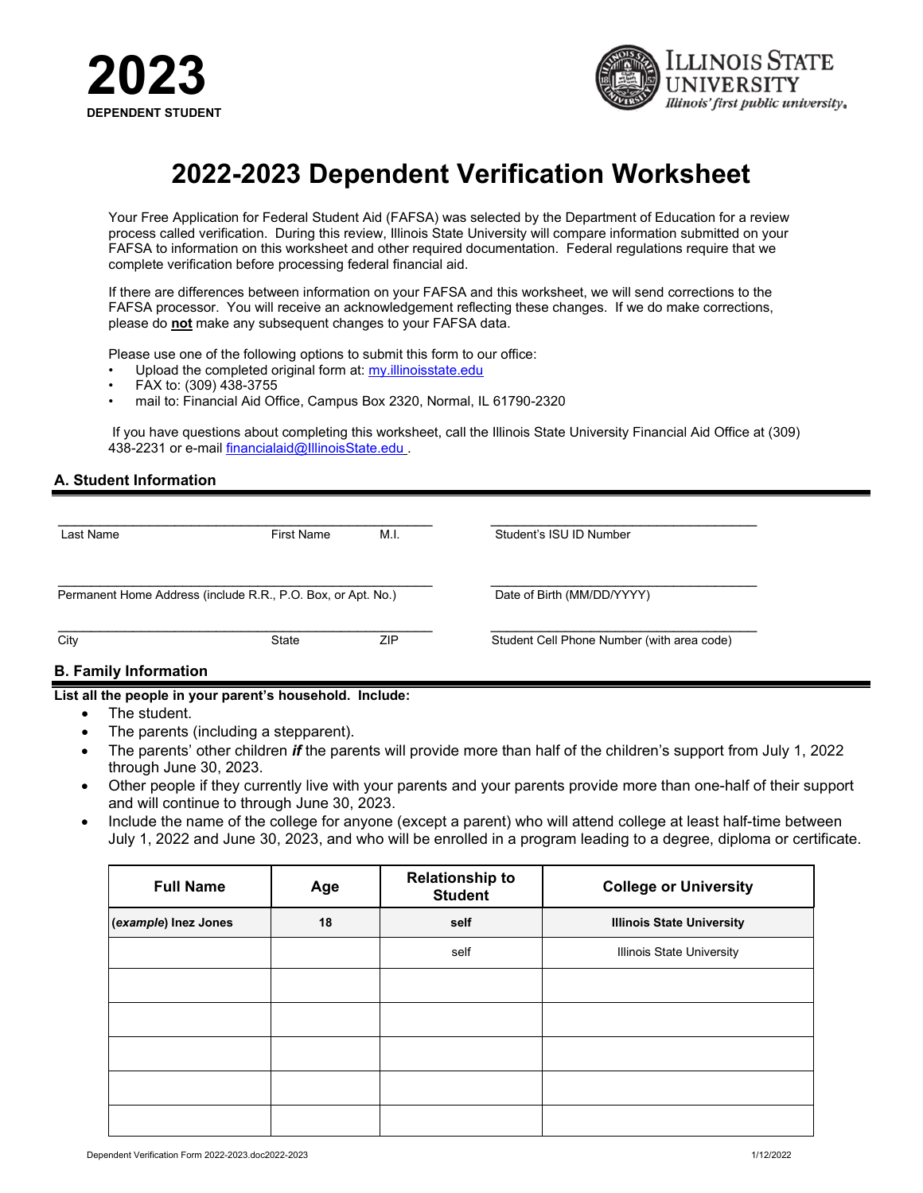**2023**

**DEPENDENT STUDENT**

Illinois State University
*Illinois' first public university.*

# 2022-2023 Dependent Verification Worksheet

Your Free Application for Federal Student Aid (FAFSA) was selected by the Department of Education for a review process called verification. During this review, Illinois State University will compare information submitted on your FAFSA to information on this worksheet and other required documentation. Federal regulations require that we complete verification before processing federal financial aid.

If there are differences between information on your FAFSA and this worksheet, we will send corrections to the FAFSA processor. You will receive an acknowledgement reflecting these changes. If we do make corrections, please do **not** make any subsequent changes to your FAFSA data.

Please use one of the following options to submit this form to our office:

- Upload the completed original form at: my.illinoisstate.edu
- FAX to: (309) 438-3755
- mail to: Financial Aid Office, Campus Box 2320, Normal, IL 61790-2320

If you have questions about completing this worksheet, call the Illinois State University Financial Aid Office at (309) 438-2231 or e-mail financialaid@IllinoisState.edu .

## A. Student Information

______________________________________________ Last Name First Name M.I.

______________________________________________ Student's ISU ID Number

______________________________________________ Permanent Home Address (include R.R., P.O. Box, or Apt. No.)

______________________________________________ Date of Birth (MM/DD/YYYY)

______________________________________________ City State ZIP

______________________________________________ Student Cell Phone Number (with area code)

## B. Family Information

**List all the people in your parent's household. Include:**

- The student.
- The parents (including a stepparent).
- The parents' other children ***if*** the parents will provide more than half of the children's support from July 1, 2022 through June 30, 2023.
- Other people if they currently live with your parents and your parents provide more than one-half of their support and will continue to through June 30, 2023.
- Include the name of the college for anyone (except a parent) who will attend college at least half-time between July 1, 2022 and June 30, 2023, and who will be enrolled in a program leading to a degree, diploma or certificate.

| Full Name | Age | Relationship to Student | College or University |
|---|---|---|---|
| **(*example*) Inez Jones** | **18** | **self** | **Illinois State University** |
| | | self | Illinois State University |
| | | | |
| | | | |
| | | | |
| | | | |
| | | | |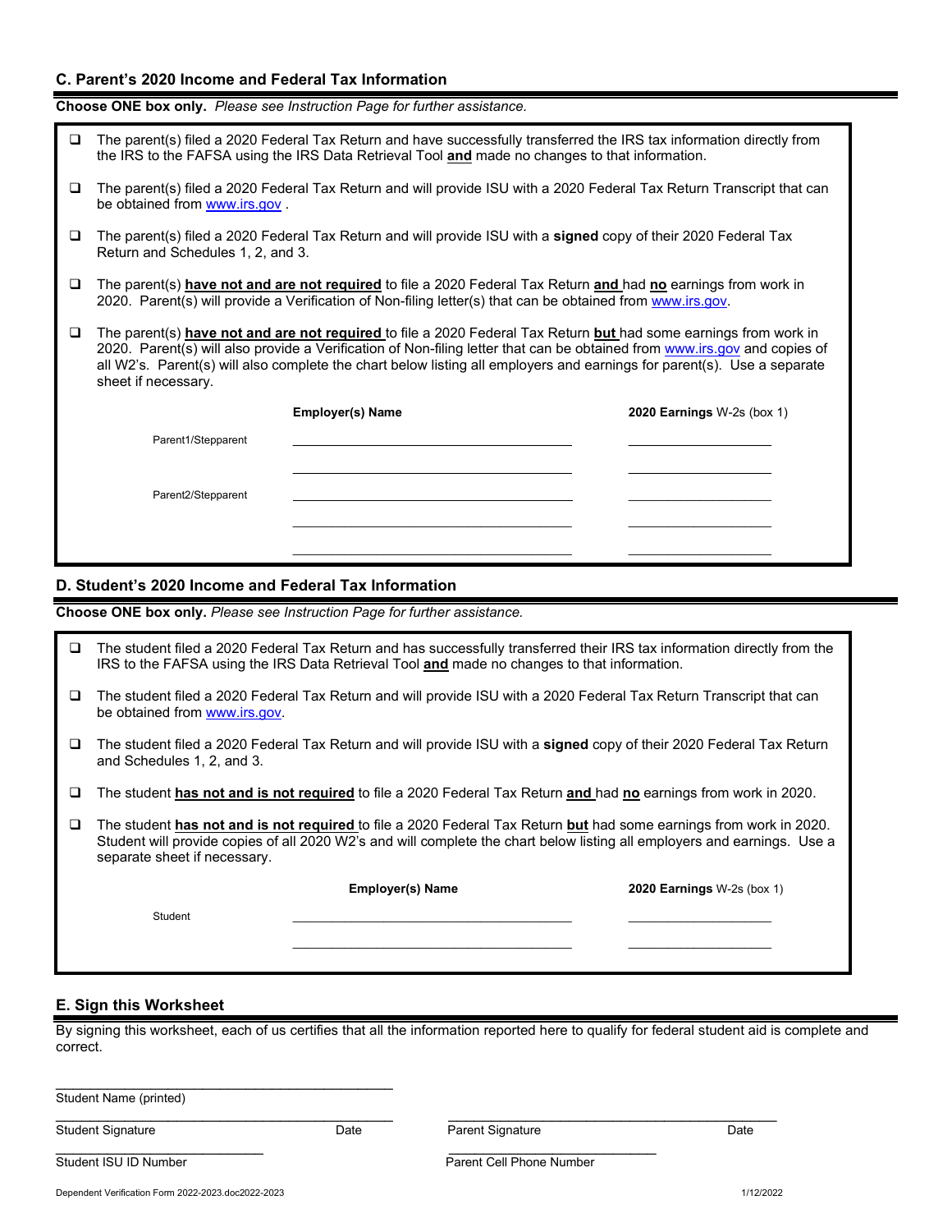## C. Parent's 2020 Income and Federal Tax Information

**Choose ONE box only.** *Please see Instruction Page for further assistance.*

- ❑ The parent(s) filed a 2020 Federal Tax Return and have successfully transferred the IRS tax information directly from the IRS to the FAFSA using the IRS Data Retrieval Tool **and** made no changes to that information.
- ❑ The parent(s) filed a 2020 Federal Tax Return and will provide ISU with a 2020 Federal Tax Return Transcript that can be obtained from www.irs.gov .
- ❑ The parent(s) filed a 2020 Federal Tax Return and will provide ISU with a **signed** copy of their 2020 Federal Tax Return and Schedules 1, 2, and 3.
- ❑ The parent(s) **have not and are not required** to file a 2020 Federal Tax Return **and** had **no** earnings from work in 2020. Parent(s) will provide a Verification of Non-filing letter(s) that can be obtained from www.irs.gov.
- ❑ The parent(s) **have not and are not required** to file a 2020 Federal Tax Return **but** had some earnings from work in 2020. Parent(s) will also provide a Verification of Non-filing letter that can be obtained from www.irs.gov and copies of all W2's. Parent(s) will also complete the chart below listing all employers and earnings for parent(s). Use a separate sheet if necessary.

| | Employer(s) Name | 2020 Earnings W-2s (box 1) |
|---|---|---|
| Parent1/Stepparent | ______________________ | ______________ |
| | ______________________ | ______________ |
| Parent2/Stepparent | ______________________ | ______________ |
| | ______________________ | ______________ |
| | ______________________ | ______________ |

## D. Student's 2020 Income and Federal Tax Information

**Choose ONE box only.** *Please see Instruction Page for further assistance.*

- ❑ The student filed a 2020 Federal Tax Return and has successfully transferred their IRS tax information directly from the IRS to the FAFSA using the IRS Data Retrieval Tool **and** made no changes to that information.
- ❑ The student filed a 2020 Federal Tax Return and will provide ISU with a 2020 Federal Tax Return Transcript that can be obtained from www.irs.gov.
- ❑ The student filed a 2020 Federal Tax Return and will provide ISU with a **signed** copy of their 2020 Federal Tax Return and Schedules 1, 2, and 3.
- ❑ The student **has not and is not required** to file a 2020 Federal Tax Return **and** had **no** earnings from work in 2020.
- ❑ The student **has not and is not required** to file a 2020 Federal Tax Return **but** had some earnings from work in 2020. Student will provide copies of all 2020 W2's and will complete the chart below listing all employers and earnings. Use a separate sheet if necessary.

| | Employer(s) Name | 2020 Earnings W-2s (box 1) |
|---|---|---|
| Student | ______________________ | ______________ |
| | ______________________ | ______________ |

## E. Sign this Worksheet

By signing this worksheet, each of us certifies that all the information reported here to qualify for federal student aid is complete and correct.

______________________________
Student Name (printed)

______________________________ ______________________________
Student Signature Date Parent Signature Date

______________________________ ______________________________
Student ISU ID Number Parent Cell Phone Number

Dependent Verification Form 2022-2023.doc2022-2023 1/12/2022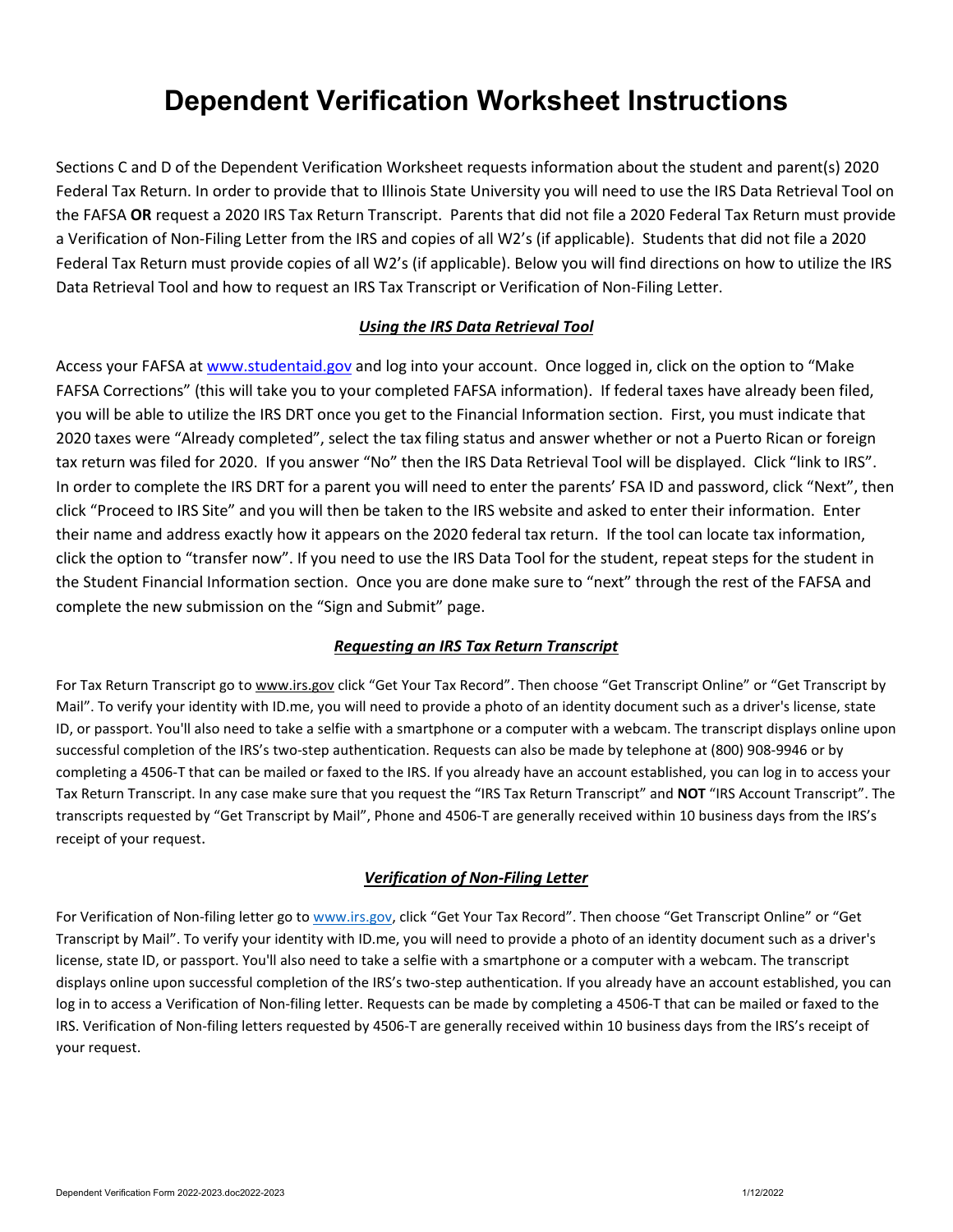# Dependent Verification Worksheet Instructions

Sections C and D of the Dependent Verification Worksheet requests information about the student and parent(s) 2020 Federal Tax Return. In order to provide that to Illinois State University you will need to use the IRS Data Retrieval Tool on the FAFSA **OR** request a 2020 IRS Tax Return Transcript. Parents that did not file a 2020 Federal Tax Return must provide a Verification of Non-Filing Letter from the IRS and copies of all W2's (if applicable). Students that did not file a 2020 Federal Tax Return must provide copies of all W2's (if applicable). Below you will find directions on how to utilize the IRS Data Retrieval Tool and how to request an IRS Tax Transcript or Verification of Non-Filing Letter.

### ***Using the IRS Data Retrieval Tool***

Access your FAFSA at www.studentaid.gov and log into your account. Once logged in, click on the option to "Make FAFSA Corrections" (this will take you to your completed FAFSA information). If federal taxes have already been filed, you will be able to utilize the IRS DRT once you get to the Financial Information section. First, you must indicate that 2020 taxes were "Already completed", select the tax filing status and answer whether or not a Puerto Rican or foreign tax return was filed for 2020. If you answer "No" then the IRS Data Retrieval Tool will be displayed. Click "link to IRS". In order to complete the IRS DRT for a parent you will need to enter the parents' FSA ID and password, click "Next", then click "Proceed to IRS Site" and you will then be taken to the IRS website and asked to enter their information. Enter their name and address exactly how it appears on the 2020 federal tax return. If the tool can locate tax information, click the option to "transfer now". If you need to use the IRS Data Tool for the student, repeat steps for the student in the Student Financial Information section. Once you are done make sure to "next" through the rest of the FAFSA and complete the new submission on the "Sign and Submit" page.

### ***Requesting an IRS Tax Return Transcript***

For Tax Return Transcript go to www.irs.gov click "Get Your Tax Record". Then choose "Get Transcript Online" or "Get Transcript by Mail". To verify your identity with ID.me, you will need to provide a photo of an identity document such as a driver's license, state ID, or passport. You'll also need to take a selfie with a smartphone or a computer with a webcam. The transcript displays online upon successful completion of the IRS's two-step authentication. Requests can also be made by telephone at (800) 908-9946 or by completing a 4506-T that can be mailed or faxed to the IRS. If you already have an account established, you can log in to access your Tax Return Transcript. In any case make sure that you request the "IRS Tax Return Transcript" and **NOT** "IRS Account Transcript". The transcripts requested by "Get Transcript by Mail", Phone and 4506-T are generally received within 10 business days from the IRS's receipt of your request.

### ***Verification of Non-Filing Letter***

For Verification of Non-filing letter go to www.irs.gov, click "Get Your Tax Record". Then choose "Get Transcript Online" or "Get Transcript by Mail". To verify your identity with ID.me, you will need to provide a photo of an identity document such as a driver's license, state ID, or passport. You'll also need to take a selfie with a smartphone or a computer with a webcam. The transcript displays online upon successful completion of the IRS's two-step authentication. If you already have an account established, you can log in to access a Verification of Non-filing letter. Requests can be made by completing a 4506-T that can be mailed or faxed to the IRS. Verification of Non-filing letters requested by 4506-T are generally received within 10 business days from the IRS's receipt of your request.